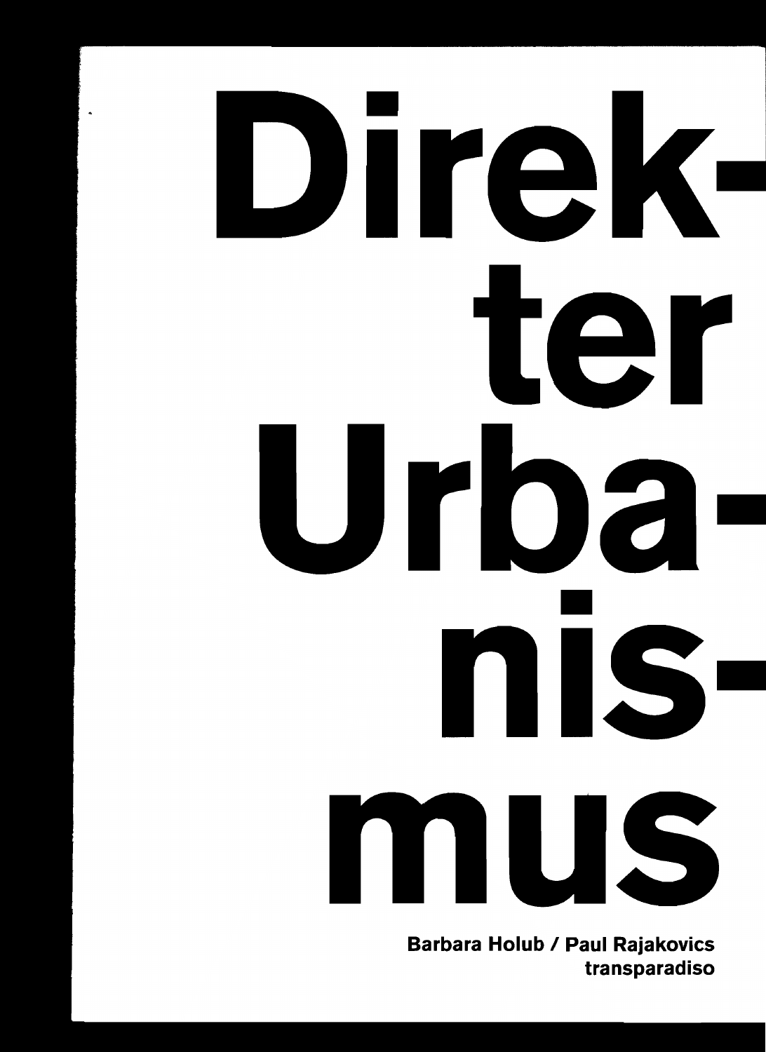# Direkter Urbanismus

**Barbara Holub / Paul Rajakovics**
**transparadiso**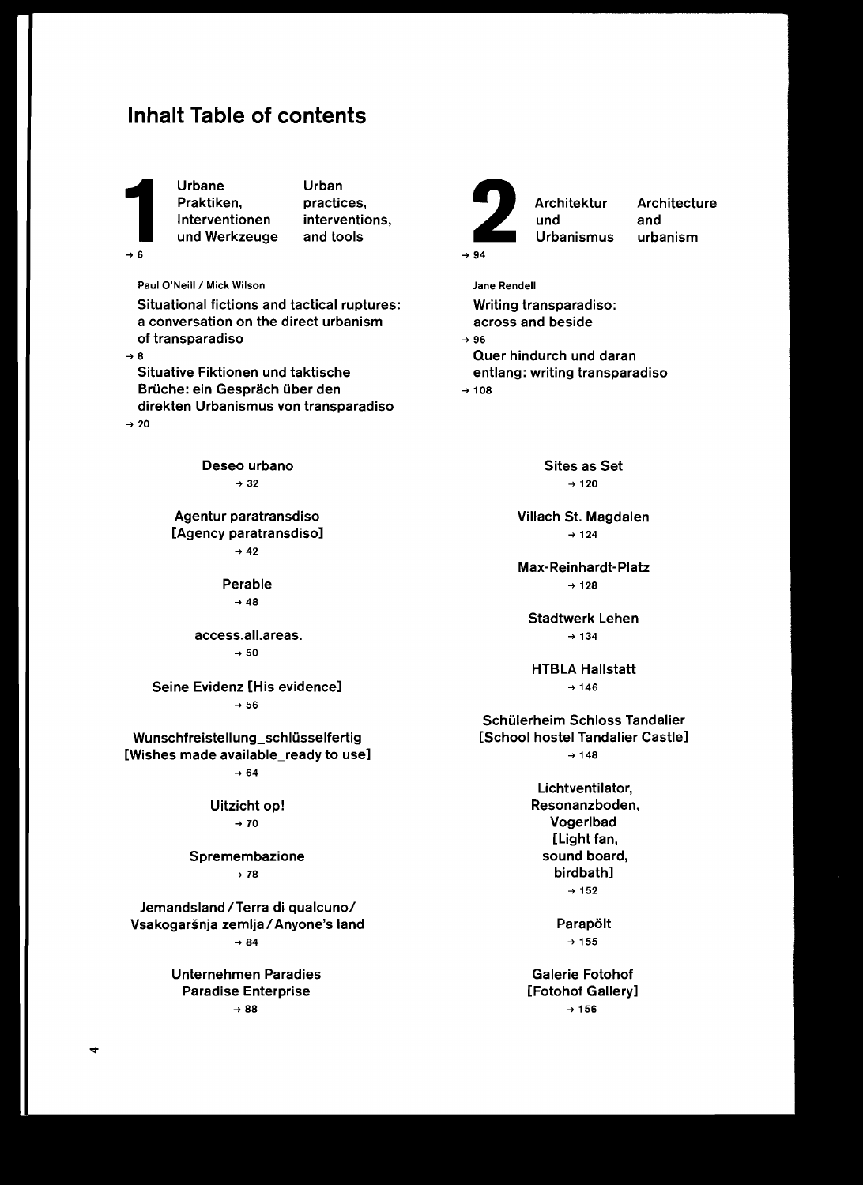# Inhalt Table of contents

## 1 Urbane Praktiken, Interventionen und Werkzeuge / Urban practices, interventions, and tools

→ 6

Paul O'Neill / Mick Wilson

**Situational fictions and tactical ruptures: a conversation on the direct urbanism of transparadiso**
→ 8

**Situative Fiktionen und taktische Brüche: ein Gespräch über den direkten Urbanismus von transparadiso**
→ 20

Deseo urbano
→ 32

Agentur paratransdiso
[Agency paratransdiso]
→ 42

Perable
→ 48

access.all.areas.
→ 50

Seine Evidenz [His evidence]
→ 56

Wunschfreistellung_schlüsselfertig
[Wishes made available_ready to use]
→ 64

Uitzicht op!
→ 70

Spremembazione
→ 78

Jemandsland / Terra di qualcuno / Vsakogaršnja zemlja / Anyone's land
→ 84

Unternehmen Paradies
Paradise Enterprise
→ 88

## 2 Architektur und Urbanismus / Architecture and urbanism

→ 94

Jane Rendell

**Writing transparadiso: across and beside**
→ 96

**Quer hindurch und daran entlang: writing transparadiso**
→ 108

Sites as Set
→ 120

Villach St. Magdalen
→ 124

Max-Reinhardt-Platz
→ 128

Stadtwerk Lehen
→ 134

HTBLA Hallstatt
→ 146

Schülerheim Schloss Tandalier
[School hostel Tandalier Castle]
→ 148

Lichtventilator, Resonanzboden, Vogelbad
[Light fan, sound board, birdbath]
→ 152

Parapölt
→ 155

Galerie Fotohof
[Fotohof Gallery]
→ 156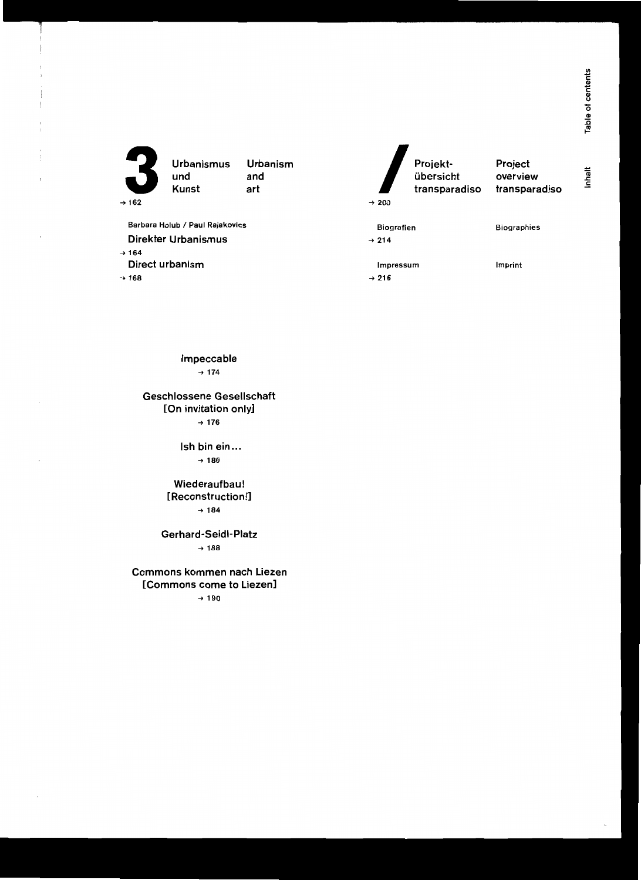# 3 Urbanismus und Kunst / Urbanism and art

→ 162

Barbara Holub / Paul Rajakovics

**Direkter Urbanismus**

→ 164

**Direct urbanism**

→ 168

**Impeccable**

→ 174

**Geschlossene Gesellschaft [On invitation only]**

→ 176

**Ish bin ein...**

→ 180

**Wiederaufbau! [Reconstruction!]**

→ 184

**Gerhard-Seidl-Platz**

→ 188

**Commons kommen nach Liezen [Commons come to Liezen]**

→ 190

# / Projektübersicht transparadiso / Project overview transparadiso

→ 200

Biografien / Biographies

→ 214

Impressum / Imprint

→ 216